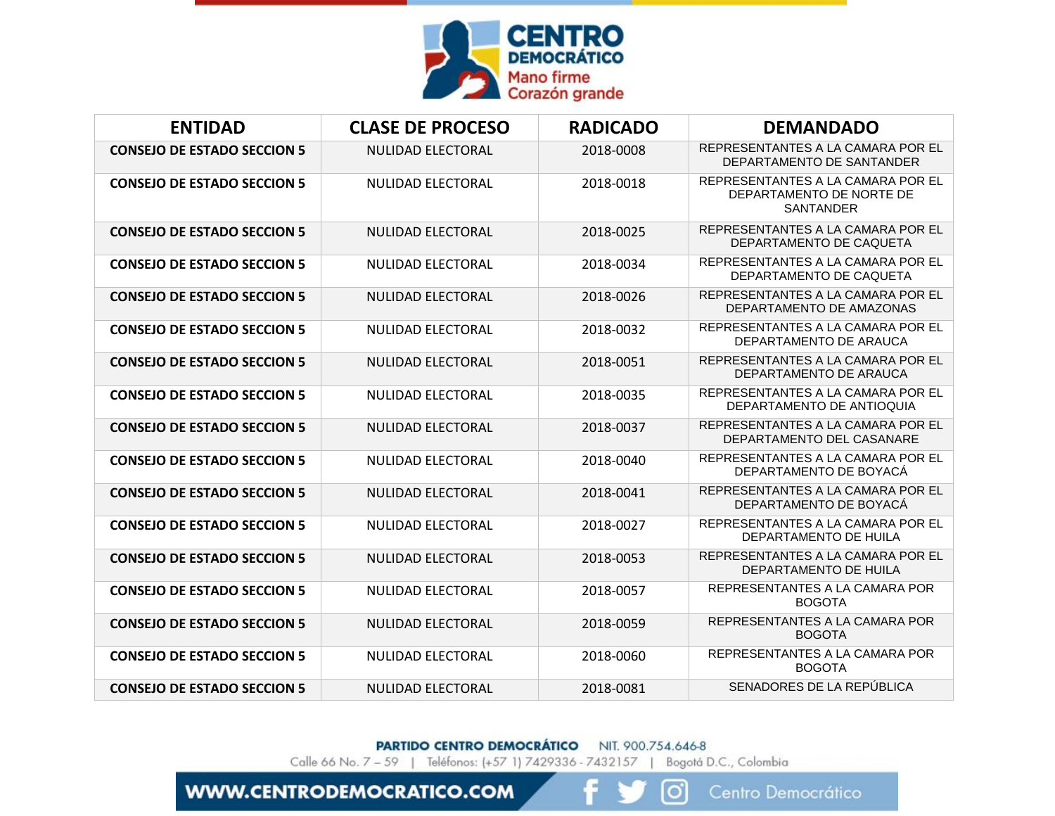| ENTIDAD | CLASE DE PROCESO | RADICADO | DEMANDADO |
|---|---|---|---|
| **CONSEJO DE ESTADO SECCION 5** | NULIDAD ELECTORAL | 2018-0008 | REPRESENTANTES A LA CAMARA POR EL DEPARTAMENTO DE SANTANDER |
| **CONSEJO DE ESTADO SECCION 5** | NULIDAD ELECTORAL | 2018-0018 | REPRESENTANTES A LA CAMARA POR EL DEPARTAMENTO DE NORTE DE SANTANDER |
| **CONSEJO DE ESTADO SECCION 5** | NULIDAD ELECTORAL | 2018-0025 | REPRESENTANTES A LA CAMARA POR EL DEPARTAMENTO DE CAQUETA |
| **CONSEJO DE ESTADO SECCION 5** | NULIDAD ELECTORAL | 2018-0034 | REPRESENTANTES A LA CAMARA POR EL DEPARTAMENTO DE CAQUETA |
| **CONSEJO DE ESTADO SECCION 5** | NULIDAD ELECTORAL | 2018-0026 | REPRESENTANTES A LA CAMARA POR EL DEPARTAMENTO DE AMAZONAS |
| **CONSEJO DE ESTADO SECCION 5** | NULIDAD ELECTORAL | 2018-0032 | REPRESENTANTES A LA CAMARA POR EL DEPARTAMENTO DE ARAUCA |
| **CONSEJO DE ESTADO SECCION 5** | NULIDAD ELECTORAL | 2018-0051 | REPRESENTANTES A LA CAMARA POR EL DEPARTAMENTO DE ARAUCA |
| **CONSEJO DE ESTADO SECCION 5** | NULIDAD ELECTORAL | 2018-0035 | REPRESENTANTES A LA CAMARA POR EL DEPARTAMENTO DE ANTIOQUIA |
| **CONSEJO DE ESTADO SECCION 5** | NULIDAD ELECTORAL | 2018-0037 | REPRESENTANTES A LA CAMARA POR EL DEPARTAMENTO DEL CASANARE |
| **CONSEJO DE ESTADO SECCION 5** | NULIDAD ELECTORAL | 2018-0040 | REPRESENTANTES A LA CAMARA POR EL DEPARTAMENTO DE BOYACÁ |
| **CONSEJO DE ESTADO SECCION 5** | NULIDAD ELECTORAL | 2018-0041 | REPRESENTANTES A LA CAMARA POR EL DEPARTAMENTO DE BOYACÁ |
| **CONSEJO DE ESTADO SECCION 5** | NULIDAD ELECTORAL | 2018-0027 | REPRESENTANTES A LA CAMARA POR EL DEPARTAMENTO DE HUILA |
| **CONSEJO DE ESTADO SECCION 5** | NULIDAD ELECTORAL | 2018-0053 | REPRESENTANTES A LA CAMARA POR EL DEPARTAMENTO DE HUILA |
| **CONSEJO DE ESTADO SECCION 5** | NULIDAD ELECTORAL | 2018-0057 | REPRESENTANTES A LA CAMARA POR BOGOTA |
| **CONSEJO DE ESTADO SECCION 5** | NULIDAD ELECTORAL | 2018-0059 | REPRESENTANTES A LA CAMARA POR BOGOTA |
| **CONSEJO DE ESTADO SECCION 5** | NULIDAD ELECTORAL | 2018-0060 | REPRESENTANTES A LA CAMARA POR BOGOTA |
| **CONSEJO DE ESTADO SECCION 5** | NULIDAD ELECTORAL | 2018-0081 | SENADORES DE LA REPÚBLICA |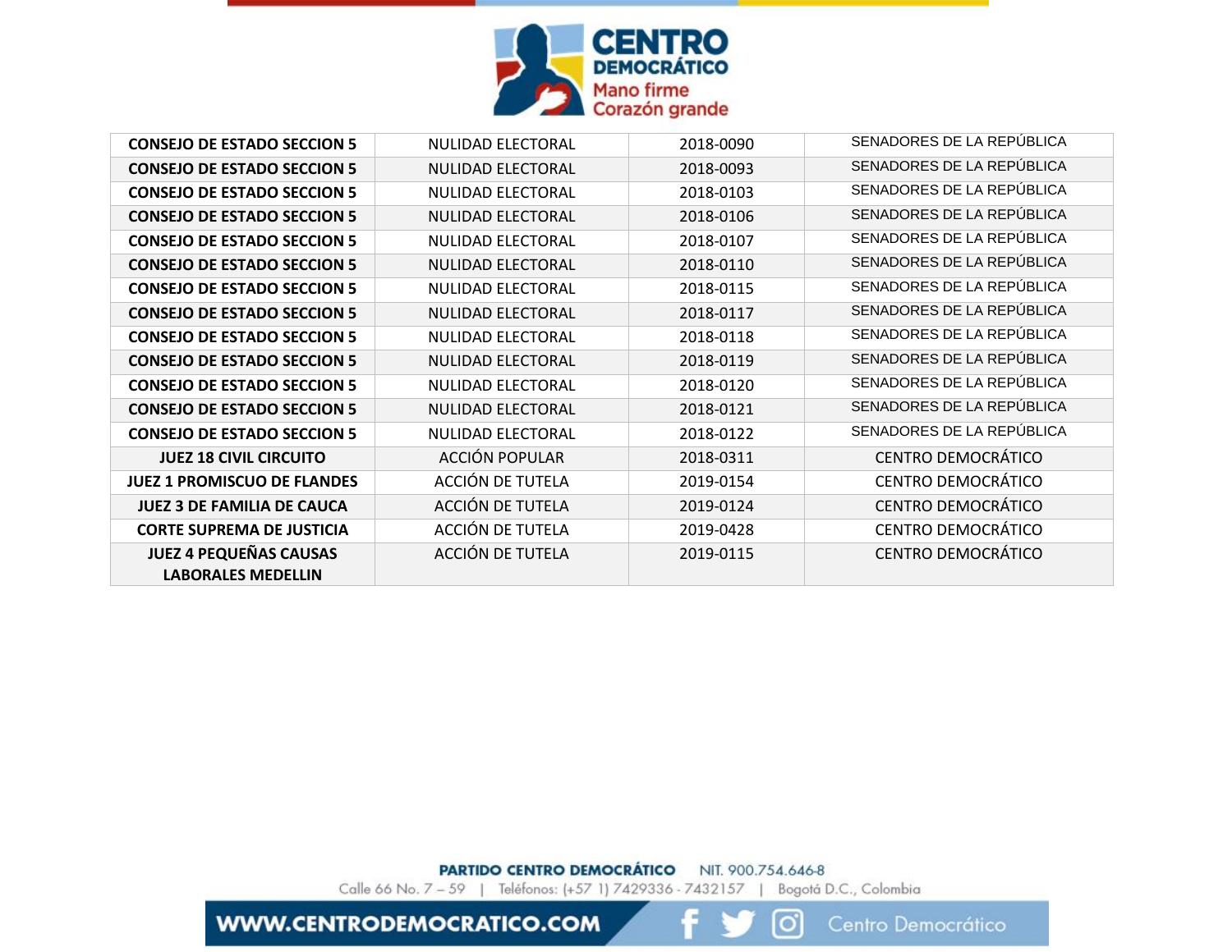| | | | |
|---|---|---|---|
| **CONSEJO DE ESTADO SECCION 5** | NULIDAD ELECTORAL | 2018-0090 | SENADORES DE LA REPÚBLICA |
| **CONSEJO DE ESTADO SECCION 5** | NULIDAD ELECTORAL | 2018-0093 | SENADORES DE LA REPÚBLICA |
| **CONSEJO DE ESTADO SECCION 5** | NULIDAD ELECTORAL | 2018-0103 | SENADORES DE LA REPÚBLICA |
| **CONSEJO DE ESTADO SECCION 5** | NULIDAD ELECTORAL | 2018-0106 | SENADORES DE LA REPÚBLICA |
| **CONSEJO DE ESTADO SECCION 5** | NULIDAD ELECTORAL | 2018-0107 | SENADORES DE LA REPÚBLICA |
| **CONSEJO DE ESTADO SECCION 5** | NULIDAD ELECTORAL | 2018-0110 | SENADORES DE LA REPÚBLICA |
| **CONSEJO DE ESTADO SECCION 5** | NULIDAD ELECTORAL | 2018-0115 | SENADORES DE LA REPÚBLICA |
| **CONSEJO DE ESTADO SECCION 5** | NULIDAD ELECTORAL | 2018-0117 | SENADORES DE LA REPÚBLICA |
| **CONSEJO DE ESTADO SECCION 5** | NULIDAD ELECTORAL | 2018-0118 | SENADORES DE LA REPÚBLICA |
| **CONSEJO DE ESTADO SECCION 5** | NULIDAD ELECTORAL | 2018-0119 | SENADORES DE LA REPÚBLICA |
| **CONSEJO DE ESTADO SECCION 5** | NULIDAD ELECTORAL | 2018-0120 | SENADORES DE LA REPÚBLICA |
| **CONSEJO DE ESTADO SECCION 5** | NULIDAD ELECTORAL | 2018-0121 | SENADORES DE LA REPÚBLICA |
| **CONSEJO DE ESTADO SECCION 5** | NULIDAD ELECTORAL | 2018-0122 | SENADORES DE LA REPÚBLICA |
| **JUEZ 18 CIVIL CIRCUITO** | ACCIÓN POPULAR | 2018-0311 | CENTRO DEMOCRÁTICO |
| **JUEZ 1 PROMISCUO DE FLANDES** | ACCIÓN DE TUTELA | 2019-0154 | CENTRO DEMOCRÁTICO |
| **JUEZ 3 DE FAMILIA DE CAUCA** | ACCIÓN DE TUTELA | 2019-0124 | CENTRO DEMOCRÁTICO |
| **CORTE SUPREMA DE JUSTICIA** | ACCIÓN DE TUTELA | 2019-0428 | CENTRO DEMOCRÁTICO |
| **JUEZ 4 PEQUEÑAS CAUSAS LABORALES MEDELLIN** | ACCIÓN DE TUTELA | 2019-0115 | CENTRO DEMOCRÁTICO |